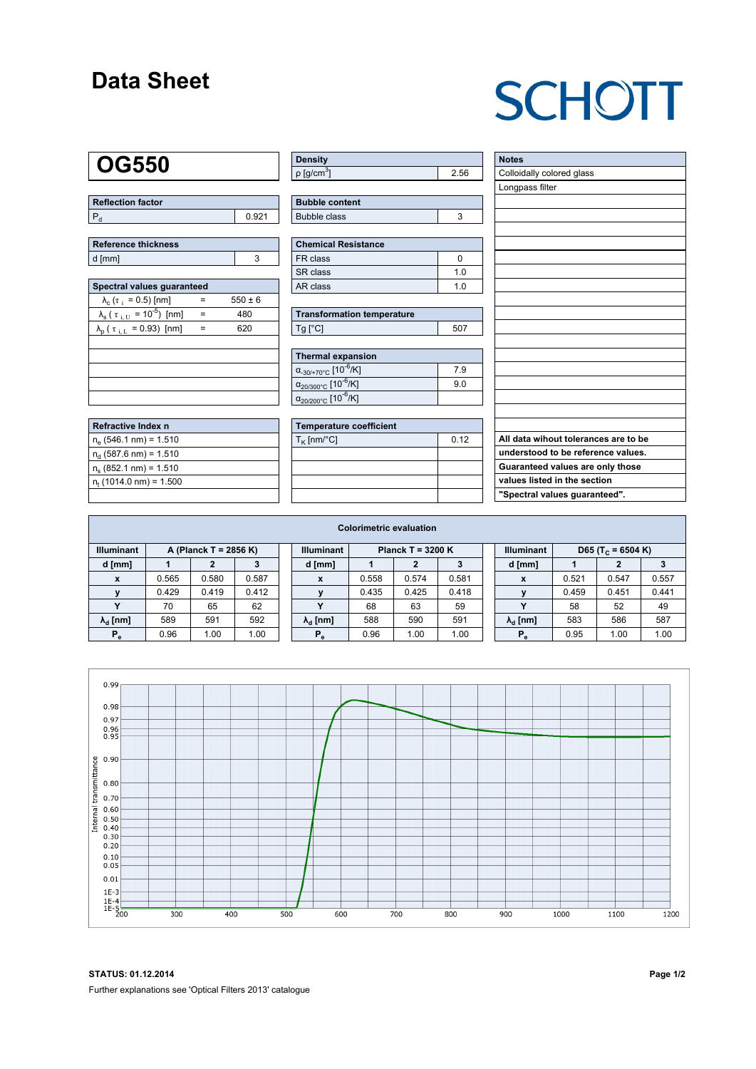# Data Sheet

SCHOTT

## OG550

| Reflection factor | |
|---|---|
| $P_d$ | 0.921 |

| Reference thickness | |
|---|---|
| d [mm] | 3 |

| Spectral values guaranteed | | |
|---|---|---|
| $\lambda_c$ ($\tau_i$ = 0.5) [nm] | = | 550 ± 6 |
| $\lambda_s$ ($\tau_{i,U}$ = $10^{-5}$) [nm] | = | 480 |
| $\lambda_p$ ($\tau_{i,L}$ = 0.93) [nm] | = | 620 |

| Refractive Index n |
|---|
| $n_e$ (546.1 nm) = 1.510 |
| $n_d$ (587.6 nm) = 1.510 |
| $n_s$ (852.1 nm) = 1.510 |
| $n_t$ (1014.0 nm) = 1.500 |

| Density | |
|---|---|
| ρ [g/cm³] | 2.56 |

| Bubble content | |
|---|---|
| Bubble class | 3 |

| Chemical Resistance | |
|---|---|
| FR class | 0 |
| SR class | 1.0 |
| AR class | 1.0 |

| Transformation temperature | |
|---|---|
| Tg [°C] | 507 |

| Thermal expansion | |
|---|---|
| $\alpha_{-30/+70°C}$ [$10^{-6}$/K] | 7.9 |
| $\alpha_{20/300°C}$ [$10^{-6}$/K] | 9.0 |
| $\alpha_{20/200°C}$ [$10^{-6}$/K] | |

| Temperature coefficient | |
|---|---|
| $T_K$ [nm/°C] | 0.12 |

| Notes |
|---|
| Colloidally colored glass |
| Longpass filter |

**All data wihout tolerances are to be understood to be reference values. Guaranteed values are only those values listed in the section "Spectral values guaranteed".**

### Colorimetric evaluation

| Illuminant | A (Planck T = 2856 K) | | | Illuminant | Planck T = 3200 K | | | Illuminant | D65 ($T_C$ = 6504 K) | | |
|---|---|---|---|---|---|---|---|---|---|---|---|
| d [mm] | 1 | 2 | 3 | d [mm] | 1 | 2 | 3 | d [mm] | 1 | 2 | 3 |
| x | 0.565 | 0.580 | 0.587 | x | 0.558 | 0.574 | 0.581 | x | 0.521 | 0.547 | 0.557 |
| y | 0.429 | 0.419 | 0.412 | y | 0.435 | 0.425 | 0.418 | y | 0.459 | 0.451 | 0.441 |
| Y | 70 | 65 | 62 | Y | 68 | 63 | 59 | Y | 58 | 52 | 49 |
| $\lambda_d$ [nm] | 589 | 591 | 592 | $\lambda_d$ [nm] | 588 | 590 | 591 | $\lambda_d$ [nm] | 583 | 586 | 587 |
| $P_e$ | 0.96 | 1.00 | 1.00 | $P_e$ | 0.96 | 1.00 | 1.00 | $P_e$ | 0.95 | 1.00 | 1.00 |

**STATUS: 01.12.2014**

Further explanations see 'Optical Filters 2013' catalogue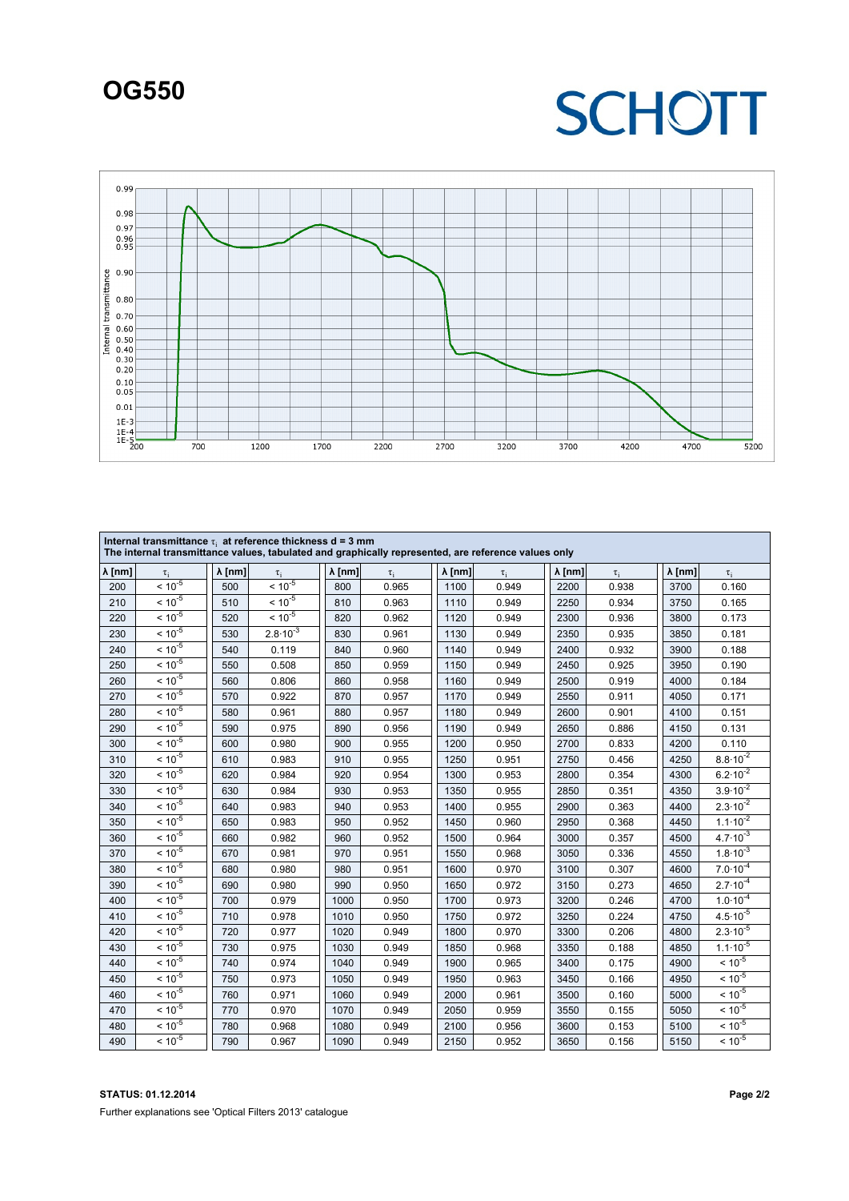# OG550

SCHOTT

0.99
0.98
0.97
0.96
0.95
0.90
0.80
0.70
0.60
0.50
0.40
0.30
0.20
0.10
0.05
0.01
1E-3
1E-4
1E-5
Internal transmittance
200
700
1200
1700
2200
2700
3200
3700
4200
4700
5200

**Internal transmittance $\tau_i$ at reference thickness d = 3 mm**
**The internal transmittance values, tabulated and graphically represented, are reference values only**

| λ [nm] | $\tau_i$ | λ [nm] | $\tau_i$ | λ [nm] | $\tau_i$ | λ [nm] | $\tau_i$ | λ [nm] | $\tau_i$ | λ [nm] | $\tau_i$ |
|---|---|---|---|---|---|---|---|---|---|---|---|
| 200 | $< 10^{-5}$ | 500 | $< 10^{-5}$ | 800 | 0.965 | 1100 | 0.949 | 2200 | 0.938 | 3700 | 0.160 |
| 210 | $< 10^{-5}$ | 510 | $< 10^{-5}$ | 810 | 0.963 | 1110 | 0.949 | 2250 | 0.934 | 3750 | 0.165 |
| 220 | $< 10^{-5}$ | 520 | $< 10^{-5}$ | 820 | 0.962 | 1120 | 0.949 | 2300 | 0.936 | 3800 | 0.173 |
| 230 | $< 10^{-5}$ | 530 | $2.8 \cdot 10^{-3}$ | 830 | 0.961 | 1130 | 0.949 | 2350 | 0.935 | 3850 | 0.181 |
| 240 | $< 10^{-5}$ | 540 | 0.119 | 840 | 0.960 | 1140 | 0.949 | 2400 | 0.932 | 3900 | 0.188 |
| 250 | $< 10^{-5}$ | 550 | 0.508 | 850 | 0.959 | 1150 | 0.949 | 2450 | 0.925 | 3950 | 0.190 |
| 260 | $< 10^{-5}$ | 560 | 0.806 | 860 | 0.958 | 1160 | 0.949 | 2500 | 0.919 | 4000 | 0.184 |
| 270 | $< 10^{-5}$ | 570 | 0.922 | 870 | 0.957 | 1170 | 0.949 | 2550 | 0.911 | 4050 | 0.171 |
| 280 | $< 10^{-5}$ | 580 | 0.961 | 880 | 0.957 | 1180 | 0.949 | 2600 | 0.901 | 4100 | 0.151 |
| 290 | $< 10^{-5}$ | 590 | 0.975 | 890 | 0.956 | 1190 | 0.949 | 2650 | 0.886 | 4150 | 0.131 |
| 300 | $< 10^{-5}$ | 600 | 0.980 | 900 | 0.955 | 1200 | 0.950 | 2700 | 0.833 | 4200 | 0.110 |
| 310 | $< 10^{-5}$ | 610 | 0.983 | 910 | 0.955 | 1250 | 0.951 | 2750 | 0.456 | 4250 | $8.8 \cdot 10^{-2}$ |
| 320 | $< 10^{-5}$ | 620 | 0.984 | 920 | 0.954 | 1300 | 0.953 | 2800 | 0.354 | 4300 | $6.2 \cdot 10^{-2}$ |
| 330 | $< 10^{-5}$ | 630 | 0.984 | 930 | 0.953 | 1350 | 0.955 | 2850 | 0.351 | 4350 | $3.9 \cdot 10^{-2}$ |
| 340 | $< 10^{-5}$ | 640 | 0.983 | 940 | 0.953 | 1400 | 0.955 | 2900 | 0.363 | 4400 | $2.3 \cdot 10^{-2}$ |
| 350 | $< 10^{-5}$ | 650 | 0.983 | 950 | 0.952 | 1450 | 0.960 | 2950 | 0.368 | 4450 | $1.1 \cdot 10^{-2}$ |
| 360 | $< 10^{-5}$ | 660 | 0.982 | 960 | 0.952 | 1500 | 0.964 | 3000 | 0.357 | 4500 | $4.7 \cdot 10^{-3}$ |
| 370 | $< 10^{-5}$ | 670 | 0.981 | 970 | 0.951 | 1550 | 0.968 | 3050 | 0.336 | 4550 | $1.8 \cdot 10^{-3}$ |
| 380 | $< 10^{-5}$ | 680 | 0.980 | 980 | 0.951 | 1600 | 0.970 | 3100 | 0.307 | 4600 | $7.0 \cdot 10^{-4}$ |
| 390 | $< 10^{-5}$ | 690 | 0.980 | 990 | 0.950 | 1650 | 0.972 | 3150 | 0.273 | 4650 | $2.7 \cdot 10^{-4}$ |
| 400 | $< 10^{-5}$ | 700 | 0.979 | 1000 | 0.950 | 1700 | 0.973 | 3200 | 0.246 | 4700 | $1.0 \cdot 10^{-4}$ |
| 410 | $< 10^{-5}$ | 710 | 0.978 | 1010 | 0.950 | 1750 | 0.972 | 3250 | 0.224 | 4750 | $4.5 \cdot 10^{-5}$ |
| 420 | $< 10^{-5}$ | 720 | 0.977 | 1020 | 0.949 | 1800 | 0.970 | 3300 | 0.206 | 4800 | $2.3 \cdot 10^{-5}$ |
| 430 | $< 10^{-5}$ | 730 | 0.975 | 1030 | 0.949 | 1850 | 0.968 | 3350 | 0.188 | 4850 | $1.1 \cdot 10^{-5}$ |
| 440 | $< 10^{-5}$ | 740 | 0.974 | 1040 | 0.949 | 1900 | 0.965 | 3400 | 0.175 | 4900 | $< 10^{-5}$ |
| 450 | $< 10^{-5}$ | 750 | 0.973 | 1050 | 0.949 | 1950 | 0.963 | 3450 | 0.166 | 4950 | $< 10^{-5}$ |
| 460 | $< 10^{-5}$ | 760 | 0.971 | 1060 | 0.949 | 2000 | 0.961 | 3500 | 0.160 | 5000 | $< 10^{-5}$ |
| 470 | $< 10^{-5}$ | 770 | 0.970 | 1070 | 0.949 | 2050 | 0.959 | 3550 | 0.155 | 5050 | $< 10^{-5}$ |
| 480 | $< 10^{-5}$ | 780 | 0.968 | 1080 | 0.949 | 2100 | 0.956 | 3600 | 0.153 | 5100 | $< 10^{-5}$ |
| 490 | $< 10^{-5}$ | 790 | 0.967 | 1090 | 0.949 | 2150 | 0.952 | 3650 | 0.156 | 5150 | $< 10^{-5}$ |

**STATUS: 01.12.2014**

Further explanations see 'Optical Filters 2013' catalogue